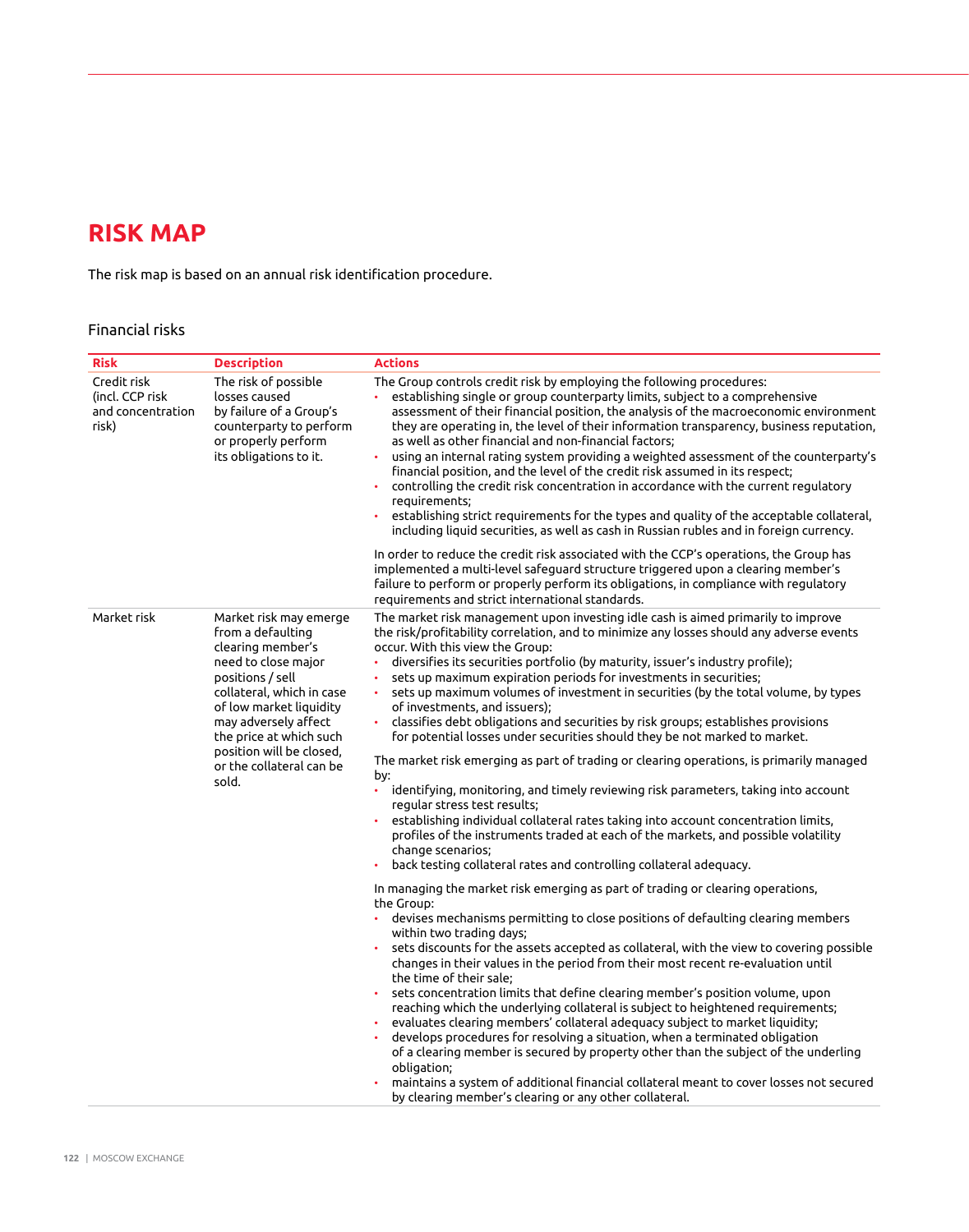# RISK MAP

The risk map is based on an annual risk identification procedure.

## Financial risks

| Risk | Description | Actions |
|---|---|---|
| Credit risk (incl. CCP risk and concentration risk) | The risk of possible losses caused by failure of a Group's counterparty to perform or properly perform its obligations to it. | The Group controls credit risk by employing the following procedures:<br>• establishing single or group counterparty limits, subject to a comprehensive assessment of their financial position, the analysis of the macroeconomic environment they are operating in, the level of their information transparency, business reputation, as well as other financial and non-financial factors;<br>• using an internal rating system providing a weighted assessment of the counterparty's financial position, and the level of the credit risk assumed in its respect;<br>• controlling the credit risk concentration in accordance with the current regulatory requirements;<br>• establishing strict requirements for the types and quality of the acceptable collateral, including liquid securities, as well as cash in Russian rubles and in foreign currency.<br><br>In order to reduce the credit risk associated with the CCP's operations, the Group has implemented a multi-level safeguard structure triggered upon a clearing member's failure to perform or properly perform its obligations, in compliance with regulatory requirements and strict international standards. |
| Market risk | Market risk may emerge from a defaulting clearing member's need to close major positions / sell collateral, which in case of low market liquidity may adversely affect the price at which such position will be closed, or the collateral can be sold. | The market risk management upon investing idle cash is aimed primarily to improve the risk/profitability correlation, and to minimize any losses should any adverse events occur. With this view the Group:<br>• diversifies its securities portfolio (by maturity, issuer's industry profile);<br>• sets up maximum expiration periods for investments in securities;<br>• sets up maximum volumes of investment in securities (by the total volume, by types of investments, and issuers);<br>• classifies debt obligations and securities by risk groups; establishes provisions for potential losses under securities should they be not marked to market.<br><br>The market risk emerging as part of trading or clearing operations, is primarily managed by:<br>• identifying, monitoring, and timely reviewing risk parameters, taking into account regular stress test results;<br>• establishing individual collateral rates taking into account concentration limits, profiles of the instruments traded at each of the markets, and possible volatility change scenarios;<br>• back testing collateral rates and controlling collateral adequacy.<br><br>In managing the market risk emerging as part of trading or clearing operations, the Group:<br>• devises mechanisms permitting to close positions of defaulting clearing members within two trading days;<br>• sets discounts for the assets accepted as collateral, with the view to covering possible changes in their values in the period from their most recent re-evaluation until the time of their sale;<br>• sets concentration limits that define clearing member's position volume, upon reaching which the underlying collateral is subject to heightened requirements;<br>• evaluates clearing members' collateral adequacy subject to market liquidity;<br>• develops procedures for resolving a situation, when a terminated obligation of a clearing member is secured by property other than the subject of the underling obligation;<br>• maintains a system of additional financial collateral meant to cover losses not secured by clearing member's clearing or any other collateral. |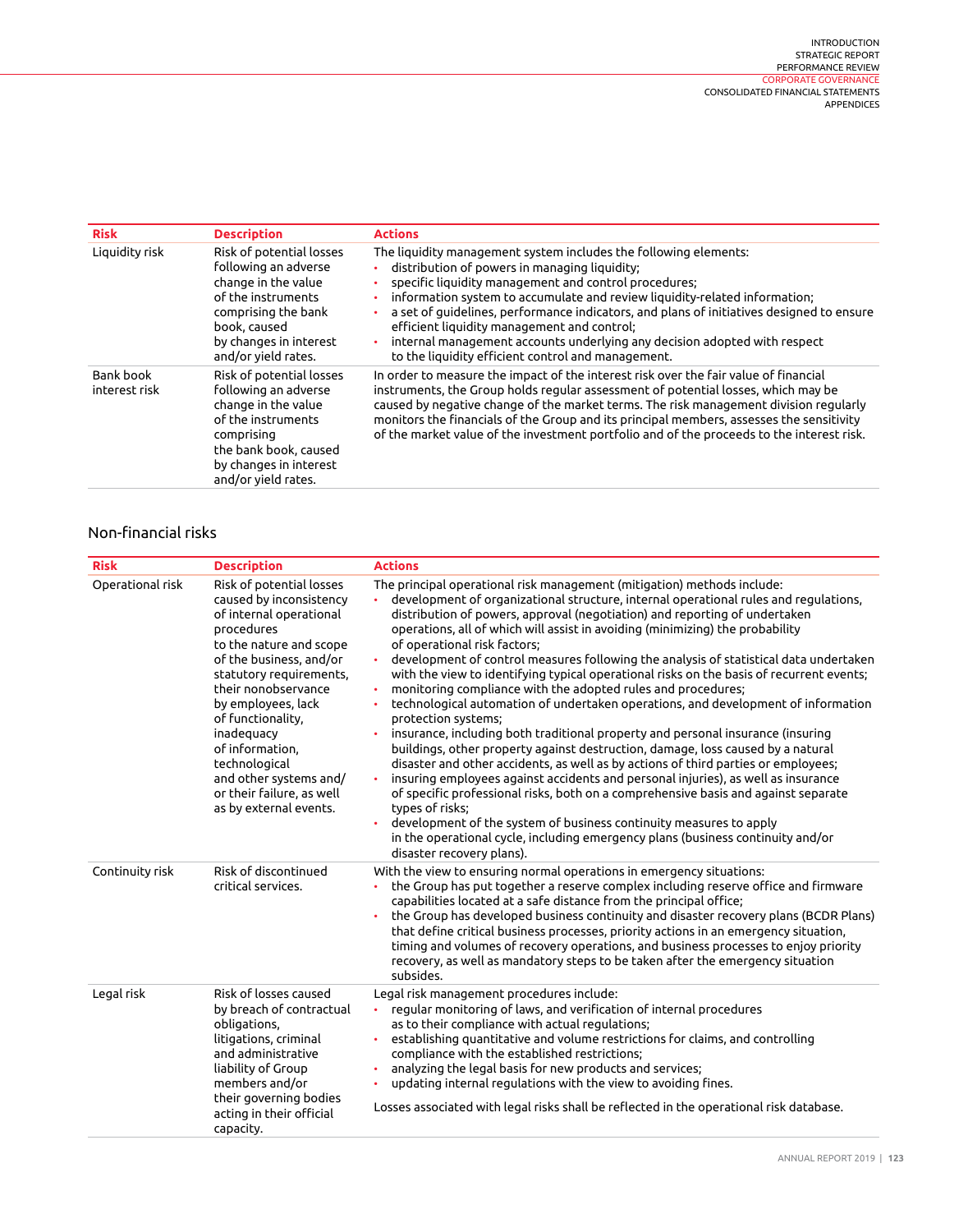| Risk | Description | Actions |
|---|---|---|
| Liquidity risk | Risk of potential losses following an adverse change in the value of the instruments comprising the bank book, caused by changes in interest and/or yield rates. | The liquidity management system includes the following elements:<br>• distribution of powers in managing liquidity;<br>• specific liquidity management and control procedures;<br>• information system to accumulate and review liquidity-related information;<br>• a set of guidelines, performance indicators, and plans of initiatives designed to ensure efficient liquidity management and control;<br>• internal management accounts underlying any decision adopted with respect to the liquidity efficient control and management. |
| Bank book interest risk | Risk of potential losses following an adverse change in the value of the instruments comprising the bank book, caused by changes in interest and/or yield rates. | In order to measure the impact of the interest risk over the fair value of financial instruments, the Group holds regular assessment of potential losses, which may be caused by negative change of the market terms. The risk management division regularly monitors the financials of the Group and its principal members, assesses the sensitivity of the market value of the investment portfolio and of the proceeds to the interest risk. |

## Non-financial risks

| Risk | Description | Actions |
|---|---|---|
| Operational risk | Risk of potential losses caused by inconsistency of internal operational procedures to the nature and scope of the business, and/or statutory requirements, their nonobservance by employees, lack of functionality, inadequacy of information, technological and other systems and/or their failure, as well as by external events. | The principal operational risk management (mitigation) methods include:<br>• development of organizational structure, internal operational rules and regulations, distribution of powers, approval (negotiation) and reporting of undertaken operations, all of which will assist in avoiding (minimizing) the probability of operational risk factors;<br>• development of control measures following the analysis of statistical data undertaken with the view to identifying typical operational risks on the basis of recurrent events;<br>• monitoring compliance with the adopted rules and procedures;<br>• technological automation of undertaken operations, and development of information protection systems;<br>• insurance, including both traditional property and personal insurance (insuring buildings, other property against destruction, damage, loss caused by a natural disaster and other accidents, as well as by actions of third parties or employees;<br>• insuring employees against accidents and personal injuries), as well as insurance of specific professional risks, both on a comprehensive basis and against separate types of risks;<br>• development of the system of business continuity measures to apply in the operational cycle, including emergency plans (business continuity and/or disaster recovery plans). |
| Continuity risk | Risk of discontinued critical services. | With the view to ensuring normal operations in emergency situations:<br>• the Group has put together a reserve complex including reserve office and firmware capabilities located at a safe distance from the principal office;<br>• the Group has developed business continuity and disaster recovery plans (BCDR Plans) that define critical business processes, priority actions in an emergency situation, timing and volumes of recovery operations, and business processes to enjoy priority recovery, as well as mandatory steps to be taken after the emergency situation subsides. |
| Legal risk | Risk of losses caused by breach of contractual obligations, litigations, criminal and administrative liability of Group members and/or their governing bodies acting in their official capacity. | Legal risk management procedures include:<br>• regular monitoring of laws, and verification of internal procedures as to their compliance with actual regulations;<br>• establishing quantitative and volume restrictions for claims, and controlling compliance with the established restrictions;<br>• analyzing the legal basis for new products and services;<br>• updating internal regulations with the view to avoiding fines.<br><br>Losses associated with legal risks shall be reflected in the operational risk database. |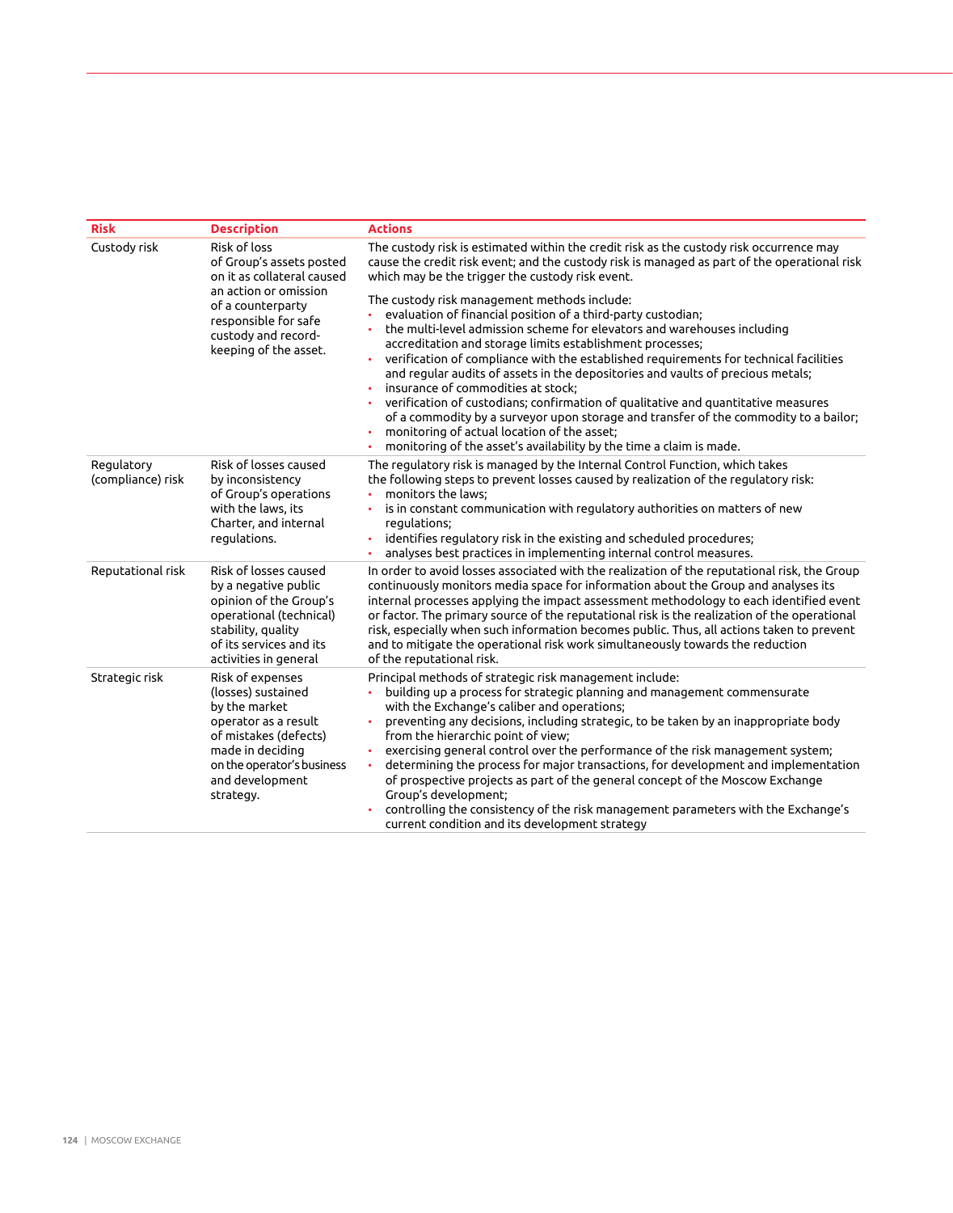| Risk | Description | Actions |
|---|---|---|
| Custody risk | Risk of loss of Group's assets posted on it as collateral caused an action or omission of a counterparty responsible for safe custody and record-keeping of the asset. | The custody risk is estimated within the credit risk as the custody risk occurrence may cause the credit risk event; and the custody risk is managed as part of the operational risk which may be the trigger the custody risk event.<br><br>The custody risk management methods include:<br>• evaluation of financial position of a third-party custodian;<br>• the multi-level admission scheme for elevators and warehouses including accreditation and storage limits establishment processes;<br>• verification of compliance with the established requirements for technical facilities and regular audits of assets in the depositories and vaults of precious metals;<br>• insurance of commodities at stock;<br>• verification of custodians; confirmation of qualitative and quantitative measures of a commodity by a surveyor upon storage and transfer of the commodity to a bailor;<br>• monitoring of actual location of the asset;<br>• monitoring of the asset's availability by the time a claim is made. |
| Regulatory (compliance) risk | Risk of losses caused by inconsistency of Group's operations with the laws, its Charter, and internal regulations. | The regulatory risk is managed by the Internal Control Function, which takes the following steps to prevent losses caused by realization of the regulatory risk:<br>• monitors the laws;<br>• is in constant communication with regulatory authorities on matters of new regulations;<br>• identifies regulatory risk in the existing and scheduled procedures;<br>• analyses best practices in implementing internal control measures. |
| Reputational risk | Risk of losses caused by a negative public opinion of the Group's operational (technical) stability, quality of its services and its activities in general | In order to avoid losses associated with the realization of the reputational risk, the Group continuously monitors media space for information about the Group and analyses its internal processes applying the impact assessment methodology to each identified event or factor. The primary source of the reputational risk is the realization of the operational risk, especially when such information becomes public. Thus, all actions taken to prevent and to mitigate the operational risk work simultaneously towards the reduction of the reputational risk. |
| Strategic risk | Risk of expenses (losses) sustained by the market operator as a result of mistakes (defects) made in deciding on the operator's business and development strategy. | Principal methods of strategic risk management include:<br>• building up a process for strategic planning and management commensurate with the Exchange's caliber and operations;<br>• preventing any decisions, including strategic, to be taken by an inappropriate body from the hierarchic point of view;<br>• exercising general control over the performance of the risk management system;<br>• determining the process for major transactions, for development and implementation of prospective projects as part of the general concept of the Moscow Exchange Group's development;<br>• controlling the consistency of the risk management parameters with the Exchange's current condition and its development strategy |